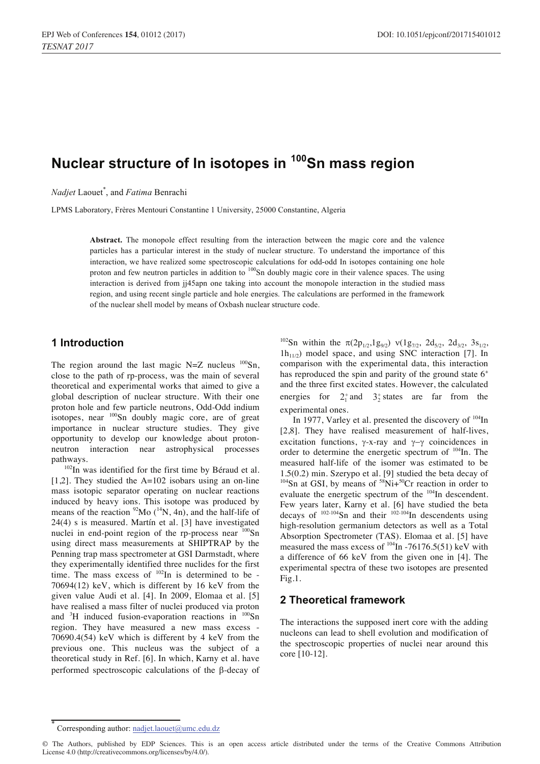# Nuclear structure of In isotopes in $^{100}$Sn mass region

*Nadjet* Laouet*, and *Fatima* Benrachi

LPMS Laboratory, Frères Mentouri Constantine 1 University, 25000 Constantine, Algeria

**Abstract.** The monopole effect resulting from the interaction between the magic core and the valence particles has a particular interest in the study of nuclear structure. To understand the importance of this interaction, we have realized some spectroscopic calculations for odd-odd In isotopes containing one hole proton and few neutron particles in addition to $^{100}$Sn doubly magic core in their valence spaces. The using interaction is derived from jj45apn one taking into account the monopole interaction in the studied mass region, and using recent single particle and hole energies. The calculations are performed in the framework of the nuclear shell model by means of Oxbash nuclear structure code.

## 1 Introduction

The region around the last magic N=Z nucleus $^{100}$Sn, close to the path of rp-process, was the main of several theoretical and experimental works that aimed to give a global description of nuclear structure. With their one proton hole and few particle neutrons, Odd-Odd indium isotopes, near $^{100}$Sn doubly magic core, are of great importance in nuclear structure studies. They give opportunity to develop our knowledge about proton-neutron interaction near astrophysical processes pathways.

$^{102}$In was identified for the first time by Béraud et al. [1,2]. They studied the A=102 isobars using an on-line mass isotopic separator operating on nuclear reactions induced by heavy ions. This isotope was produced by means of the reaction $^{92}$Mo ($^{14}$N, 4n), and the half-life of 24(4) s is measured. Martín et al. [3] have investigated nuclei in end-point region of the rp-process near $^{100}$Sn using direct mass measurements at SHIPTRAP by the Penning trap mass spectrometer at GSI Darmstadt, where they experimentally identified three nuclides for the first time. The mass excess of $^{102}$In is determined to be -70694(12) keV, which is different by 16 keV from the given value Audi et al. [4]. In 2009, Elomaa et al. [5] have realised a mass filter of nuclei produced via proton and $^{3}$H induced fusion-evaporation reactions in $^{100}$Sn region. They have measured a new mass excess -70690.4(54) keV which is different by 4 keV from the previous one. This nucleus was the subject of a theoretical study in Ref. [6]. In which, Karny et al. have performed spectroscopic calculations of the β-decay of $^{102}$Sn within the $\pi(2p_{1/2},1g_{9/2})$ $\nu(1g_{7/2}$, $2d_{5/2}$, $2d_{3/2}$, $3s_{1/2}$, $1h_{11/2})$ model space, and using SNC interaction [7]. In comparison with the experimental data, this interaction has reproduced the spin and parity of the ground state $6^+$ and the three first excited states. However, the calculated energies for $2_1^+$ and $3_2^+$ states are far from the experimental ones.

In 1977, Varley et al. presented the discovery of $^{104}$In [2,8]. They have realised measurement of half-lives, excitation functions, γ-x-ray and γ–γ coincidences in order to determine the energetic spectrum of $^{104}$In. The measured half-life of the isomer was estimated to be 1.5(0.2) min. Szerypo et al. [9] studied the beta decay of $^{104}$Sn at GSI, by means of $^{58}$Ni+$^{50}$Cr reaction in order to evaluate the energetic spectrum of the $^{104}$In descendent. Few years later, Karny et al. [6] have studied the beta decays of $^{102-104}$Sn and their $^{102-104}$In descendents using high-resolution germanium detectors as well as a Total Absorption Spectrometer (TAS). Elomaa et al. [5] have measured the mass excess of $^{104}$In -76176.5(51) keV with a difference of 66 keV from the given one in [4]. The experimental spectra of these two isotopes are presented Fig.1.

## 2 Theoretical framework

The interactions the supposed inert core with the adding nucleons can lead to shell evolution and modification of the spectroscopic properties of nuclei near around this core [10-12].

* Corresponding author: nadjet.laouet@umc.edu.dz

© The Authors, published by EDP Sciences. This is an open access article distributed under the terms of the Creative Commons Attribution License 4.0 (http://creativecommons.org/licenses/by/4.0/).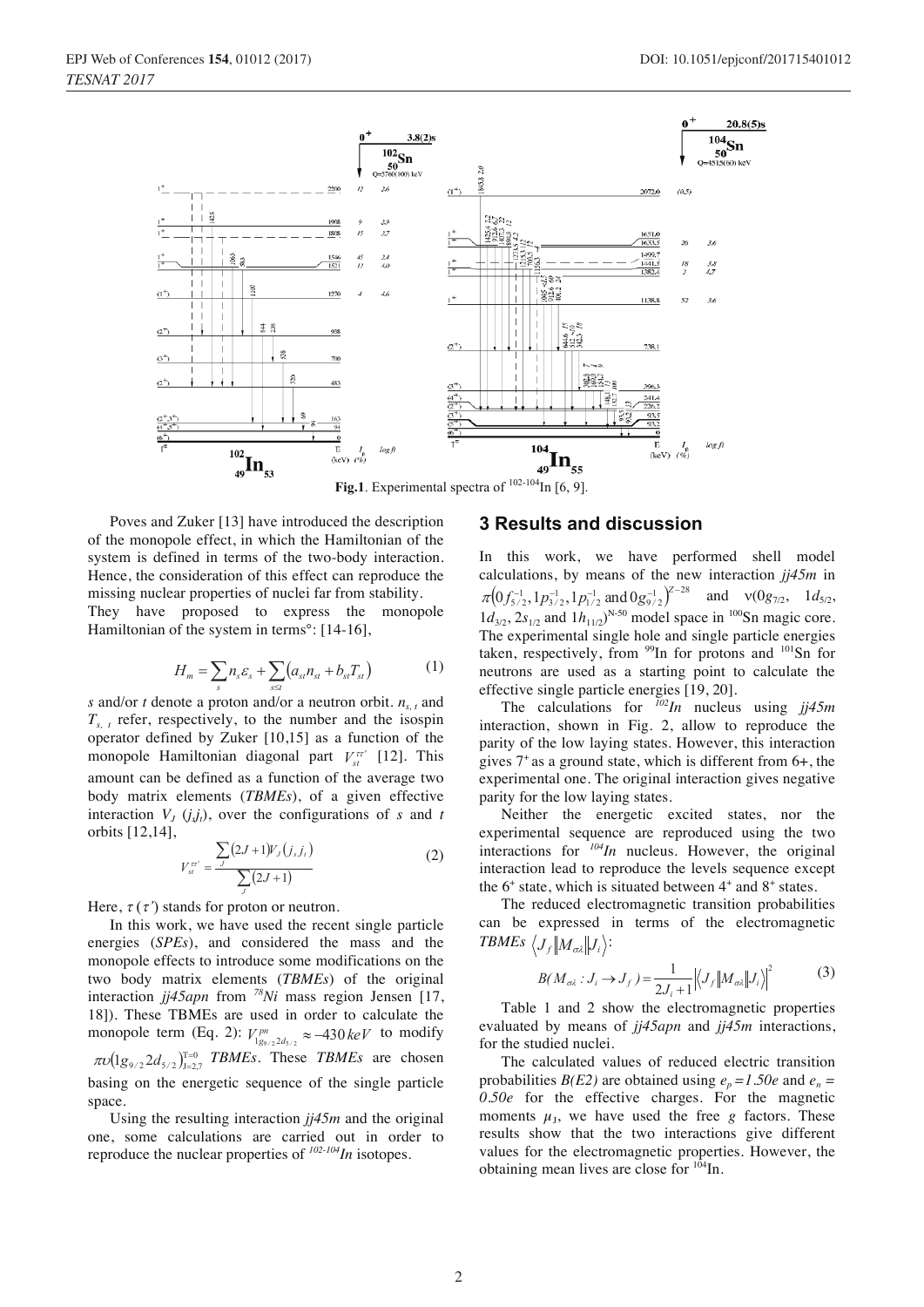102Sn 0+ 3.8(2)s Q=5760(100) keV

104Sn 0+ 20.8(5)s Q=4515(60) keV

102In 49 53

104In 49 55

E (keV) Iβ (%) log ft

**Fig.1**. Experimental spectra of $^{102-104}$In [6, 9].

Poves and Zuker [13] have introduced the description of the monopole effect, in which the Hamiltonian of the system is defined in terms of the two-body interaction. Hence, the consideration of this effect can reproduce the missing nuclear properties of nuclei far from stability.

They have proposed to express the monopole Hamiltonian of the system in terms°: [14-16],

$$H_m = \sum_s n_s \varepsilon_s + \sum_{s \leq t} \left( a_{st} n_{st} + b_{st} T_{st} \right) \tag{1}$$

$s$ and/or $t$ denote a proton and/or a neutron orbit. $n_{s,\,t}$ and $T_{s,\,t}$ refer, respectively, to the number and the isospin operator defined by Zuker [10,15] as a function of the monopole Hamiltonian diagonal part $V_{st}^{\tau\tau'}$ [12]. This amount can be defined as a function of the average two body matrix elements (*TBMEs*), of a given effective interaction $V_J\,(j_s j_t)$, over the configurations of $s$ and $t$ orbits [12,14],

$$V_{st}^{\tau\tau'} = \frac{\sum_J (2J+1) V_J (j_s j_t)}{\sum_J (2J+1)} \tag{2}$$

Here, $\tau\,(\tau')$ stands for proton or neutron.

In this work, we have used the recent single particle energies (*SPEs*), and considered the mass and the monopole effects to introduce some modifications on the two body matrix elements (*TBMEs*) of the original interaction *jj45apn* from $^{78}Ni$ mass region Jensen [17, 18]). These TBMEs are used in order to calculate the monopole term (Eq. 2): $V_{1g_{9/2}2d_{5/2}}^{pn} \approx -430\,keV$ to modify $\pi\upsilon\left(1g_{9/2}2d_{5/2}\right)_{J=2,7}^{T=0}$ *TBMEs*. These *TBMEs* are chosen basing on the energetic sequence of the single particle space.

Using the resulting interaction *jj45m* and the original one, some calculations are carried out in order to reproduce the nuclear properties of $^{102-104}In$ isotopes.

## 3 Results and discussion

In this work, we have performed shell model calculations, by means of the new interaction *jj45m* in $\pi\left(0f_{5/2}^{-1}, 1p_{3/2}^{-1}, 1p_{1/2}^{-1} \text{ and } 0g_{9/2}^{-1}\right)^{Z-28}$ and $\nu(0g_{7/2},\ 1d_{5/2},\ 1d_{3/2},\ 2s_{1/2} \text{ and } 1h_{11/2})^{N\text{-}50}$ model space in $^{100}$Sn magic core. The experimental single hole and single particle energies taken, respectively, from $^{99}$In for protons and $^{101}$Sn for neutrons are used as a starting point to calculate the effective single particle energies [19, 20].

The calculations for $^{102}In$ nucleus using *jj45m* interaction, shown in Fig. 2, allow to reproduce the parity of the low laying states. However, this interaction gives $7^+$ as a ground state, which is different from 6+, the experimental one. The original interaction gives negative parity for the low laying states.

Neither the energetic excited states, nor the experimental sequence are reproduced using the two interactions for $^{104}In$ nucleus. However, the original interaction lead to reproduce the levels sequence except the $6^+$ state, which is situated between $4^+$ and $8^+$ states.

The reduced electromagnetic transition probabilities can be expressed in terms of the electromagnetic *TBMEs* $\left\langle J_f \left\| M_{\sigma\lambda} \right\| J_i \right\rangle$:

$$B(M_{\sigma\lambda} : J_i \rightarrow J_f) = \frac{1}{2J_i + 1} \left| \left\langle J_f \left\| M_{\sigma\lambda} \right\| J_i \right\rangle \right|^2 \tag{3}$$

Table 1 and 2 show the electromagnetic properties evaluated by means of *jj45apn* and *jj45m* interactions, for the studied nuclei.

The calculated values of reduced electric transition probabilities $B(E2)$ are obtained using $e_p = 1.50e$ and $e_n = 0.50e$ for the effective charges. For the magnetic moments $\mu_J$, we have used the free $g$ factors. These results show that the two interactions give different values for the electromagnetic properties. However, the obtaining mean lives are close for $^{104}$In.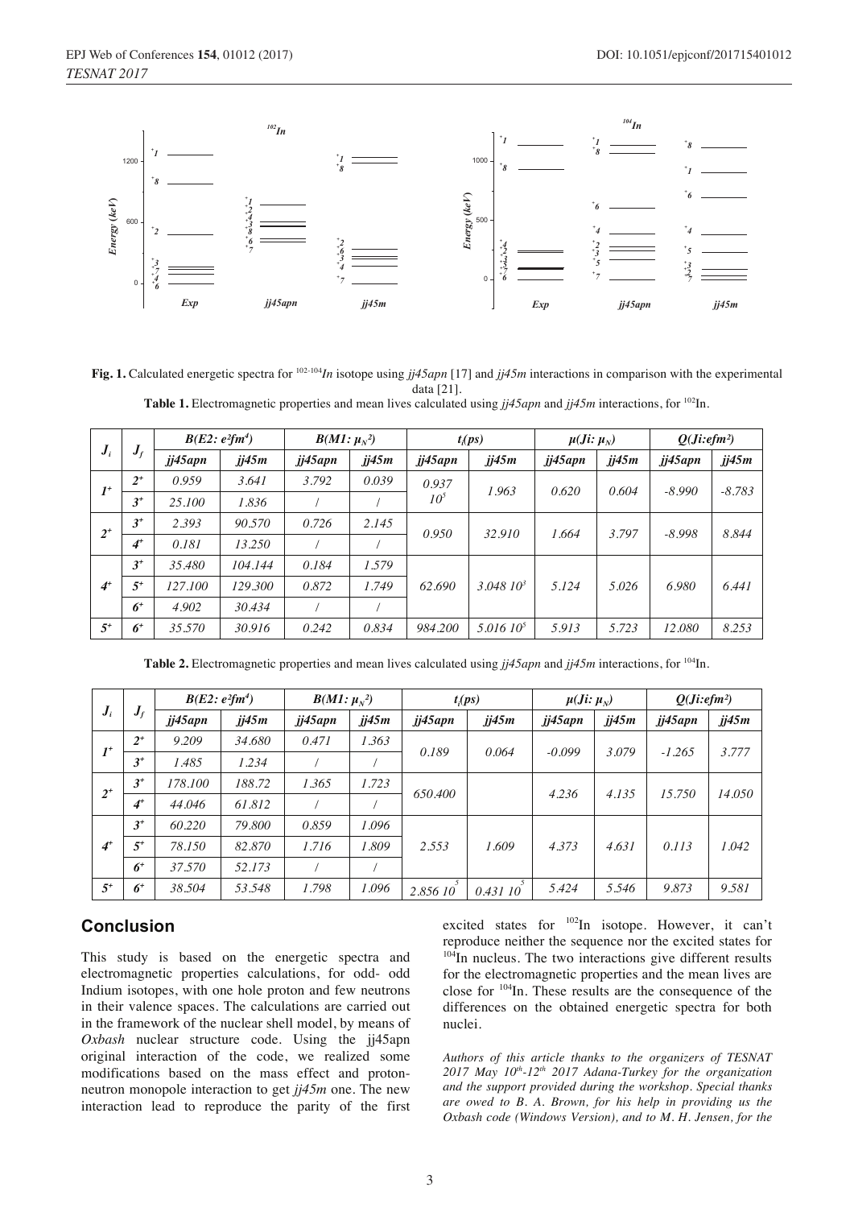$^{102}In$

Energy (keV)

1200

600

0

$1^+$
$8^+$
$2^+$
$3^+$
$7^+$
$4^+$
$6^+$

$1^+$
$2^+$
$4^+$
$3^+$
$8^+$
$6^+$
$7^+$

$1^+$
$8^+$
$2^+$
$6^+$
$3^+$
$4^+$
$7^+$

Exp

jj45apn

jj45m

$^{104}In$

Energy (keV)

1000

500

0

$1^+$
$8^+$
$4^+$
$2^+$
$3^+$
$5^+$
$7^+$
$6^+$

$1^+$
$8^+$
$6^+$
$4^+$
$2^+$
$3^+$
$5^+$
$7^+$

$8^+$
$1^+$
$6^+$
$4^+$
$5^+$
$3^+$
$2^+$
$7^+$

Exp

jj45apn

jj45m

**Fig. 1.** Calculated energetic spectra for $^{102-104}In$ isotope using *jj45apn* [17] and *jj45m* interactions in comparison with the experimental data [21].

**Table 1.** Electromagnetic properties and mean lives calculated using *jj45apn* and *jj45m* interactions, for $^{102}$In.

| $J_i$ | $J_f$ | $B(E2: e^2fm^4)$ | | $B(M1: \mu_N^2)$ | | $t_i(ps)$ | | $\mu(Ji: \mu_N)$ | | $Q(Ji:efm^2)$ | |
|---|---|---|---|---|---|---|---|---|---|---|---|
| | | *jj45apn* | *jj45m* | *jj45apn* | *jj45m* | *jj45apn* | *jj45m* | *jj45apn* | *jj45m* | *jj45apn* | *jj45m* |
| $1^+$ | $2^+$ | 0.959 | 3.641 | 3.792 | 0.039 | 0.937 $10^5$ | 1.963 | 0.620 | 0.604 | -8.990 | -8.783 |
| | $3^+$ | 25.100 | 1.836 | / | / | | | | | | |
| $2^+$ | $3^+$ | 2.393 | 90.570 | 0.726 | 2.145 | 0.950 | 32.910 | 1.664 | 3.797 | -8.998 | 8.844 |
| | $4^+$ | 0.181 | 13.250 | / | / | | | | | | |
| $4^+$ | $3^+$ | 35.480 | 104.144 | 0.184 | 1.579 | 62.690 | 3.048 $10^3$ | 5.124 | 5.026 | 6.980 | 6.441 |
| | $5^+$ | 127.100 | 129.300 | 0.872 | 1.749 | | | | | | |
| | $6^+$ | 4.902 | 30.434 | / | / | | | | | | |
| $5^+$ | $6^+$ | 35.570 | 30.916 | 0.242 | 0.834 | 984.200 | 5.016 $10^5$ | 5.913 | 5.723 | 12.080 | 8.253 |

**Table 2.** Electromagnetic properties and mean lives calculated using *jj45apn* and *jj45m* interactions, for $^{104}$In.

| $J_i$ | $J_f$ | $B(E2: e^2fm^4)$ | | $B(M1: \mu_N^2)$ | | $t_i(ps)$ | | $\mu(Ji: \mu_N)$ | | $Q(Ji:efm^2)$ | |
|---|---|---|---|---|---|---|---|---|---|---|---|
| | | *jj45apn* | *jj45m* | *jj45apn* | *jj45m* | *jj45apn* | *jj45m* | *jj45apn* | *jj45m* | *jj45apn* | *jj45m* |
| $1^+$ | $2^+$ | 9.209 | 34.680 | 0.471 | 1.363 | 0.189 | 0.064 | -0.099 | 3.079 | -1.265 | 3.777 |
| | $3^+$ | 1.485 | 1.234 | / | / | | | | | | |
| $2^+$ | $3^+$ | 178.100 | 188.72 | 1.365 | 1.723 | 650.400 | | 4.236 | 4.135 | 15.750 | 14.050 |
| | $4^+$ | 44.046 | 61.812 | / | / | | | | | | |
| $4^+$ | $3^+$ | 60.220 | 79.800 | 0.859 | 1.096 | 2.553 | 1.609 | 4.373 | 4.631 | 0.113 | 1.042 |
| | $5^+$ | 78.150 | 82.870 | 1.716 | 1.809 | | | | | | |
| | $6^+$ | 37.570 | 52.173 | / | / | | | | | | |
| $5^+$ | $6^+$ | 38.504 | 53.548 | 1.798 | 1.096 | 2.856 $10^5$ | 0.431 $10^5$ | 5.424 | 5.546 | 9.873 | 9.581 |

## Conclusion

This study is based on the energetic spectra and electromagnetic properties calculations, for odd- odd Indium isotopes, with one hole proton and few neutrons in their valence spaces. The calculations are carried out in the framework of the nuclear shell model, by means of *Oxbash* nuclear structure code. Using the jj45apn original interaction of the code, we realized some modifications based on the mass effect and proton-neutron monopole interaction to get *jj45m* one. The new interaction lead to reproduce the parity of the first excited states for $^{102}$In isotope. However, it can't reproduce neither the sequence nor the excited states for $^{104}$In nucleus. The two interactions give different results for the electromagnetic properties and the mean lives are close for $^{104}$In. These results are the consequence of the differences on the obtained energetic spectra for both nuclei.

*Authors of this article thanks to the organizers of TESNAT 2017 May 10th-12th 2017 Adana-Turkey for the organization and the support provided during the workshop. Special thanks are owed to B. A. Brown, for his help in providing us the Oxbash code (Windows Version), and to M. H. Jensen, for the*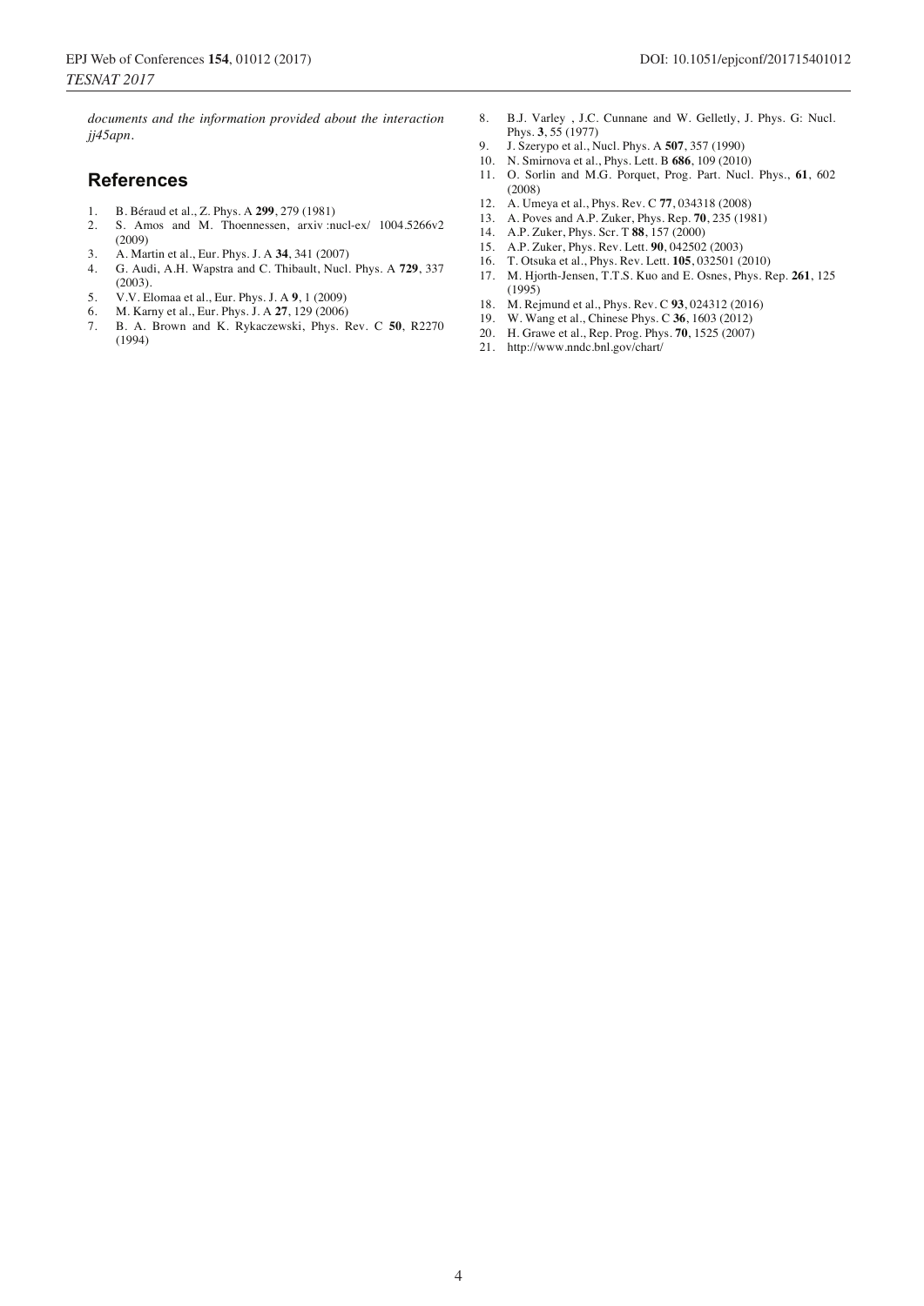*documents and the information provided about the interaction jj45apn.*

## References

1. B. Béraud et al., Z. Phys. A **299**, 279 (1981)
2. S. Amos and M. Thoennessen, arxiv :nucl-ex/ 1004.5266v2 (2009)
3. A. Martin et al., Eur. Phys. J. A **34**, 341 (2007)
4. G. Audi, A.H. Wapstra and C. Thibault, Nucl. Phys. A **729**, 337 (2003).
5. V.V. Elomaa et al., Eur. Phys. J. A **9**, 1 (2009)
6. M. Karny et al., Eur. Phys. J. A **27**, 129 (2006)
7. B. A. Brown and K. Rykaczewski, Phys. Rev. C **50**, R2270 (1994)
8. B.J. Varley , J.C. Cunnane and W. Gelletly, J. Phys. G: Nucl. Phys. **3**, 55 (1977)
9. J. Szerypo et al., Nucl. Phys. A **507**, 357 (1990)
10. N. Smirnova et al., Phys. Lett. B **686**, 109 (2010)
11. O. Sorlin and M.G. Porquet, Prog. Part. Nucl. Phys., **61**, 602 (2008)
12. A. Umeya et al., Phys. Rev. C **77**, 034318 (2008)
13. A. Poves and A.P. Zuker, Phys. Rep. **70**, 235 (1981)
14. A.P. Zuker, Phys. Scr. T **88**, 157 (2000)
15. A.P. Zuker, Phys. Rev. Lett. **90**, 042502 (2003)
16. T. Otsuka et al., Phys. Rev. Lett. **105**, 032501 (2010)
17. M. Hjorth-Jensen, T.T.S. Kuo and E. Osnes, Phys. Rep. **261**, 125 (1995)
18. M. Rejmund et al., Phys. Rev. C **93**, 024312 (2016)
19. W. Wang et al., Chinese Phys. C **36**, 1603 (2012)
20. H. Grawe et al., Rep. Prog. Phys. **70**, 1525 (2007)
21. http://www.nndc.bnl.gov/chart/